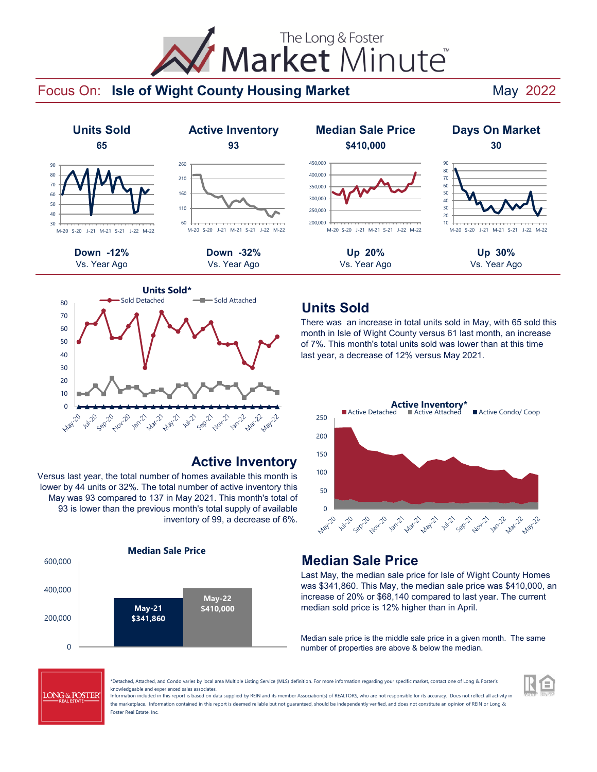# The Long & Foster Market Minute™

## Focus On: Isle of Wight County Housing Market — May 2022

| Units Sold | Active Inventory | Median Sale Price | Days On Market |
|---|---|---|---|
| 65 | 93 | $410,000 | 30 |
| Down -12% Vs. Year Ago | Down -32% Vs. Year Ago | Up 20% Vs. Year Ago | Up 30% Vs. Year Ago |

## Units Sold

There was an increase in total units sold in May, with 65 sold this month in Isle of Wight County versus 61 last month, an increase of 7%. This month's total units sold was lower than at this time last year, a decrease of 12% versus May 2021.

## Active Inventory

Versus last year, the total number of homes available this month is lower by 44 units or 32%. The total number of active inventory this May was 93 compared to 137 in May 2021. This month's total of 93 is lower than the previous month's total supply of available inventory of 99, a decrease of 6%.

## Median Sale Price

Last May, the median sale price for Isle of Wight County Homes was $341,860. This May, the median sale price was $410,000, an increase of 20% or $68,140 compared to last year. The current median sold price is 12% higher than in April.

| May-21 | May-22 |
|---|---|
| $341,860 | $410,000 |

Median sale price is the middle sale price in a given month. The same number of properties are above & below the median.

*Detached, Attached, and Condo varies by local area Multiple Listing Service (MLS) definition. For more information regarding your specific market, contact one of Long & Foster's knowledgeable and experienced sales associates.
Information included in this report is based on data supplied by REIN and its member Association(s) of REALTORS, who are not responsible for its accuracy. Does not reflect all activity in the marketplace. Information contained in this report is deemed reliable but not guaranteed, should be independently verified, and does not constitute an opinion of REIN or Long & Foster Real Estate, Inc.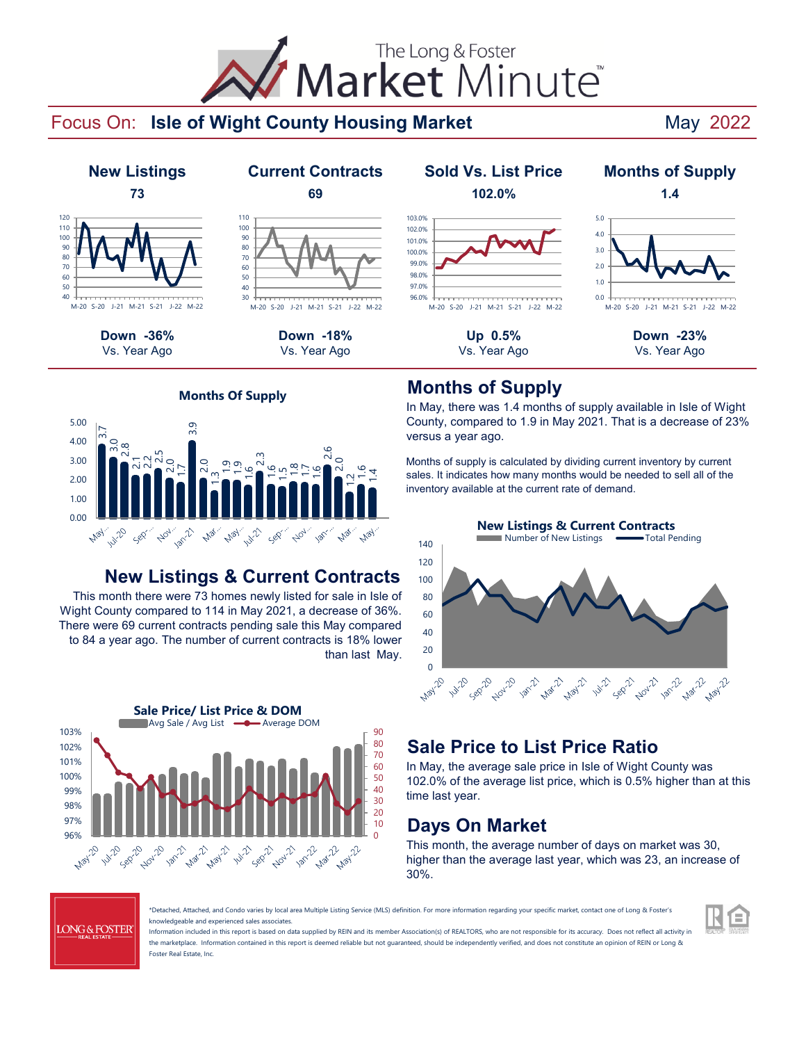The Long & Foster Market Minute™

# Focus On: Isle of Wight County Housing Market

May 2022

## New Listings

**73**

120
110
100
90
80
70
60
50
40
M-20 S-20 J-21 M-21 S-21 J-22 M-22

**Down -36%**
Vs. Year Ago

## Current Contracts

**69**

110
100
90
80
70
60
50
40
30
M-20 S-20 J-21 M-21 S-21 J-22 M-22

**Down -18%**
Vs. Year Ago

## Sold Vs. List Price

**102.0%**

103.0%
102.0%
101.0%
100.0%
99.0%
98.0%
97.0%
96.0%
M-20 S-20 J-21 M-21 S-21 J-22 M-22

**Up 0.5%**
Vs. Year Ago

## Months of Supply

**1.4**

5.0
4.0
3.0
2.0
1.0
0.0
M-20 S-20 J-21 M-21 S-21 J-22 M-22

**Down -23%**
Vs. Year Ago

**Months Of Supply**

5.00
4.00
3.00
2.00
1.00
0.00

3.7 3.0 2.8 2.1 2.2 2.5 2.0 1.7 3.9 2.0 1.3 1.9 1.9 1.6 2.3 1.6 1.5 1.8 1.7 1.6 2.6 2.0 1.2 1.6 1.4

May... Jul-20 Sep-... Nov... Jan-21 Mar... May... Jul-21 Sep-... Nov... Jan-... Mar... May...

## Months of Supply

In May, there was 1.4 months of supply available in Isle of Wight County, compared to 1.9 in May 2021. That is a decrease of 23% versus a year ago.

Months of supply is calculated by dividing current inventory by current sales. It indicates how many months would be needed to sell all of the inventory available at the current rate of demand.

## New Listings & Current Contracts

This month there were 73 homes newly listed for sale in Isle of Wight County compared to 114 in May 2021, a decrease of 36%. There were 69 current contracts pending sale this May compared to 84 a year ago. The number of current contracts is 18% lower than last May.

**New Listings & Current Contracts**

Number of New Listings — Total Pending

140
120
100
80
60
40
20
0

May-20 Jul-20 Sep-20 Nov-20 Jan-21 Mar-21 May-21 Jul-21 Sep-21 Nov-21 Jan-22 Mar-22 May-22

**Sale Price/ List Price & DOM**

Avg Sale / Avg List — Average DOM

103%
102%
101%
100%
99%
98%
97%
96%

90
80
70
60
50
40
30
20
10
0

May-20 Jul-20 Sep-20 Nov-20 Jan-21 Mar-21 May-21 Jul-21 Sep-21 Nov-21 Jan-22 Mar-22 May-22

## Sale Price to List Price Ratio

In May, the average sale price in Isle of Wight County was 102.0% of the average list price, which is 0.5% higher than at this time last year.

## Days On Market

This month, the average number of days on market was 30, higher than the average last year, which was 23, an increase of 30%.

LONG & FOSTER REAL ESTATE

*Detached, Attached, and Condo varies by local area Multiple Listing Service (MLS) definition. For more information regarding your specific market, contact one of Long & Foster's knowledgeable and experienced sales associates.
Information included in this report is based on data supplied by REIN and its member Association(s) of REALTORS, who are not responsible for its accuracy. Does not reflect all activity in the marketplace. Information contained in this report is deemed reliable but not guaranteed, should be independently verified, and does not constitute an opinion of REIN or Long & Foster Real Estate, Inc.